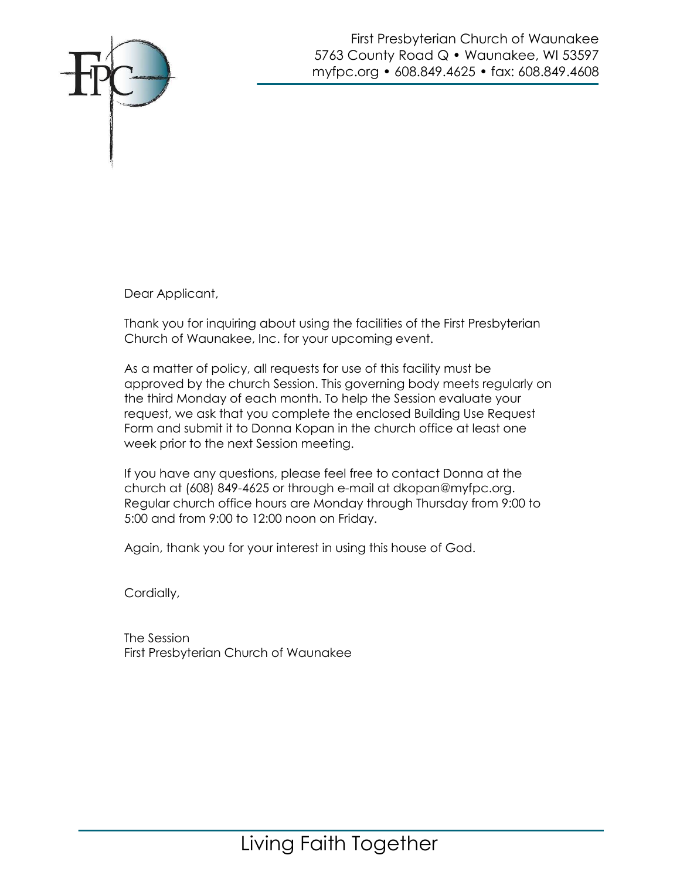First Presbyterian Church of Waunakee
5763 County Road Q • Waunakee, WI 53597
myfpc.org • 608.849.4625 • fax: 608.849.4608

Dear Applicant,

Thank you for inquiring about using the facilities of the First Presbyterian Church of Waunakee, Inc. for your upcoming event.

As a matter of policy, all requests for use of this facility must be approved by the church Session. This governing body meets regularly on the third Monday of each month. To help the Session evaluate your request, we ask that you complete the enclosed Building Use Request Form and submit it to Donna Kopan in the church office at least one week prior to the next Session meeting.

If you have any questions, please feel free to contact Donna at the church at (608) 849-4625 or through e-mail at dkopan@myfpc.org. Regular church office hours are Monday through Thursday from 9:00 to 5:00 and from 9:00 to 12:00 noon on Friday.

Again, thank you for your interest in using this house of God.

Cordially,

The Session
First Presbyterian Church of Waunakee

Living Faith Together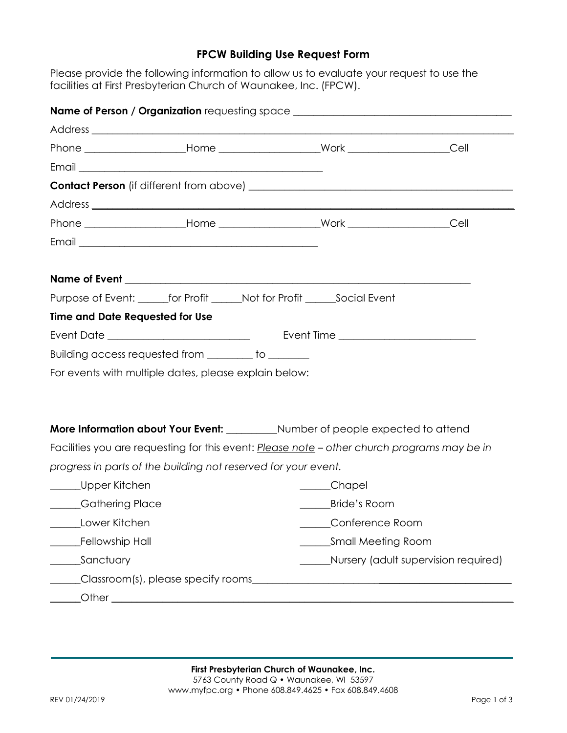# FPCW Building Use Request Form

Please provide the following information to allow us to evaluate your request to use the facilities at First Presbyterian Church of Waunakee, Inc. (FPCW).

**Name of Person / Organization** requesting space ______________________________________

Address ______________________________________________________________________

Phone ________________Home ________________Work ________________Cell

Email ________________________________________

**Contact Person** (if different from above) ____________________________________________

Address ______________________________________________________________________

Phone ________________Home ________________Work ________________Cell

Email ________________________________________

**Name of Event** ______________________________________________________________

Purpose of Event: _____for Profit _____Not for Profit _____Social Event

**Time and Date Requested for Use**

Event Date ______________________ Event Time ______________________

Building access requested from ________ to _______

For events with multiple dates, please explain below:

**More Information about Your Event:** _________Number of people expected to attend

Facilities you are requesting for this event: *<u>Please note</u> – other church programs may be in progress in parts of the building not reserved for your event.*

_____Upper Kitchen

_____Gathering Place

_____Lower Kitchen

_____Fellowship Hall

_____Sanctuary

_____Chapel

_____Bride's Room

_____Conference Room

_____Small Meeting Room

_____Nursery (adult supervision required)

_____Classroom(s), please specify rooms__________________________________________

_____Other ____________________________________________________________________

**First Presbyterian Church of Waunakee, Inc.**
5763 County Road Q • Waunakee, WI 53597
www.myfpc.org • Phone 608.849.4625 • Fax 608.849.4608

REV 01/24/2019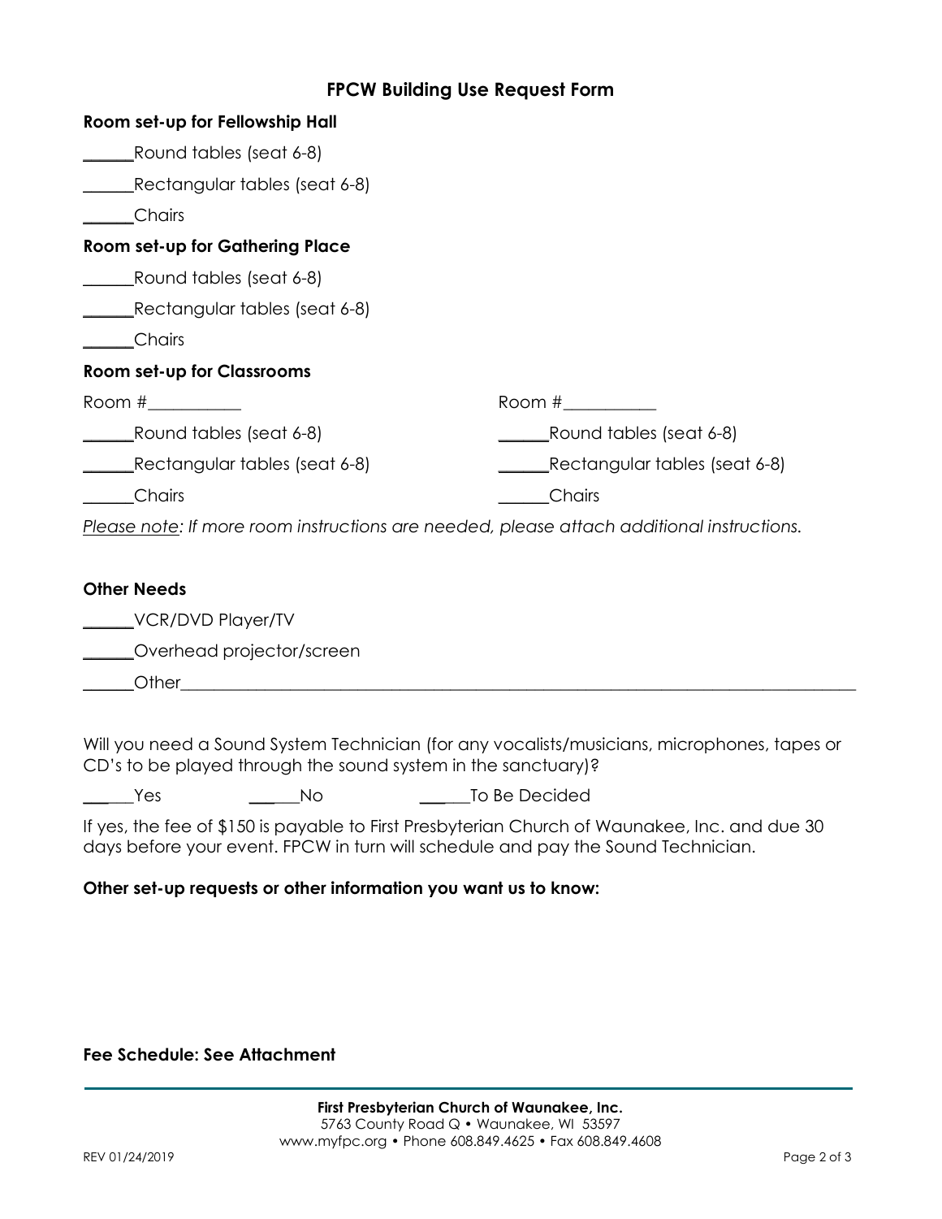# FPCW Building Use Request Form

**Room set-up for Fellowship Hall**

______Round tables (seat 6-8)

______Rectangular tables (seat 6-8)

______Chairs

**Room set-up for Gathering Place**

______Round tables (seat 6-8)

______Rectangular tables (seat 6-8)

______Chairs

**Room set-up for Classrooms**

Room #__________

______Round tables (seat 6-8)

______Rectangular tables (seat 6-8)

______Chairs

Room #__________

______Round tables (seat 6-8)

______Rectangular tables (seat 6-8)

______Chairs

*Please note: If more room instructions are needed, please attach additional instructions.*

**Other Needs**

______VCR/DVD Player/TV

______Overhead projector/screen

______Other_______________________________________________________________________________

Will you need a Sound System Technician (for any vocalists/musicians, microphones, tapes or CD's to be played through the sound system in the sanctuary)?

______Yes ______No ______To Be Decided

If yes, the fee of $150 is payable to First Presbyterian Church of Waunakee, Inc. and due 30 days before your event. FPCW in turn will schedule and pay the Sound Technician.

**Other set-up requests or other information you want us to know:**

**Fee Schedule: See Attachment**

**First Presbyterian Church of Waunakee, Inc.**
5763 County Road Q • Waunakee, WI 53597
www.myfpc.org • Phone 608.849.4625 • Fax 608.849.4608

REV 01/24/2019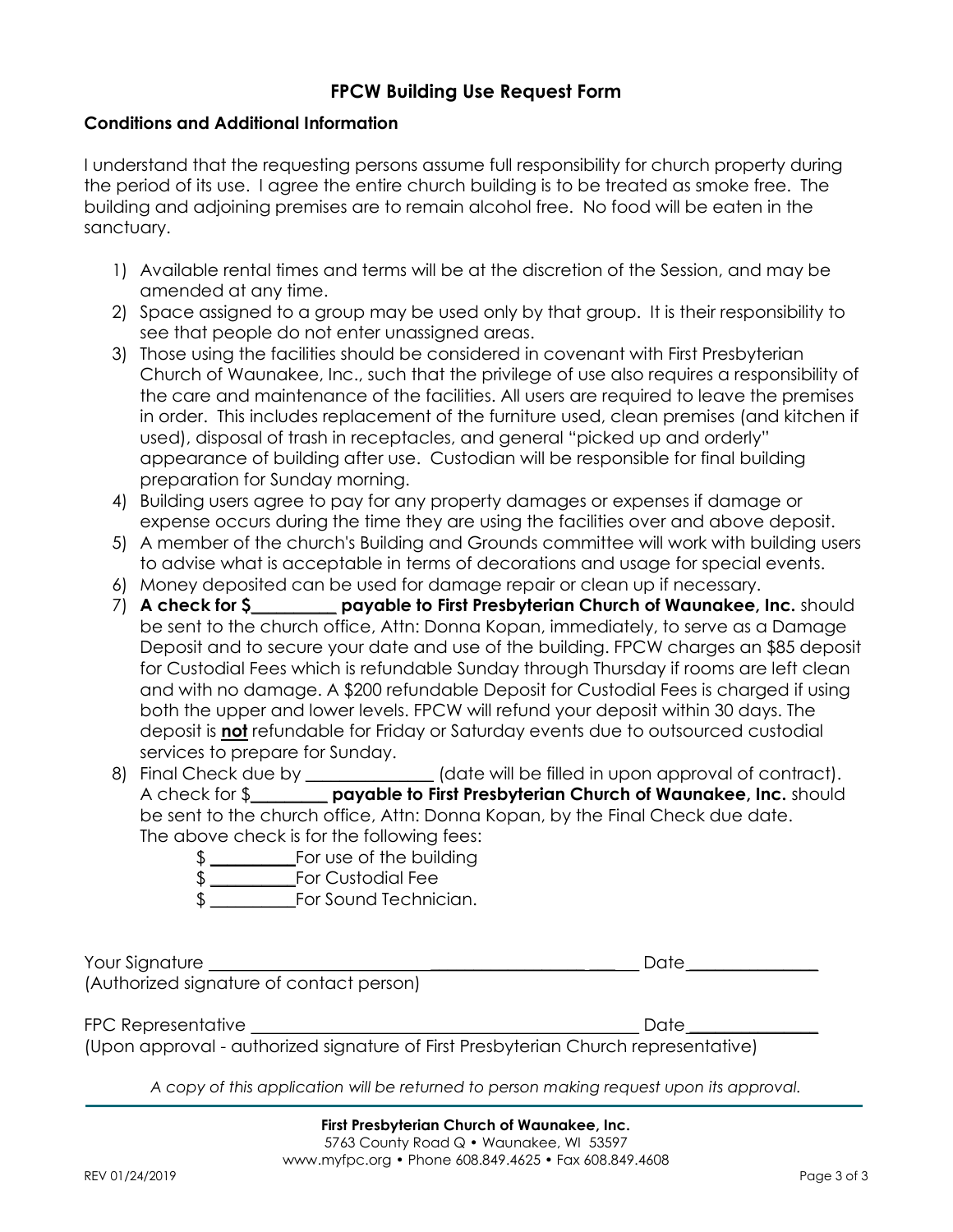# FPCW Building Use Request Form

### Conditions and Additional Information

I understand that the requesting persons assume full responsibility for church property during the period of its use. I agree the entire church building is to be treated as smoke free. The building and adjoining premises are to remain alcohol free. No food will be eaten in the sanctuary.

1) Available rental times and terms will be at the discretion of the Session, and may be amended at any time.
2) Space assigned to a group may be used only by that group. It is their responsibility to see that people do not enter unassigned areas.
3) Those using the facilities should be considered in covenant with First Presbyterian Church of Waunakee, Inc., such that the privilege of use also requires a responsibility of the care and maintenance of the facilities. All users are required to leave the premises in order. This includes replacement of the furniture used, clean premises (and kitchen if used), disposal of trash in receptacles, and general "picked up and orderly" appearance of building after use. Custodian will be responsible for final building preparation for Sunday morning.
4) Building users agree to pay for any property damages or expenses if damage or expense occurs during the time they are using the facilities over and above deposit.
5) A member of the church's Building and Grounds committee will work with building users to advise what is acceptable in terms of decorations and usage for special events.
6) Money deposited can be used for damage repair or clean up if necessary.
7) **A check for $__________ payable to First Presbyterian Church of Waunakee, Inc.** should be sent to the church office, Attn: Donna Kopan, immediately, to serve as a Damage Deposit and to secure your date and use of the building. FPCW charges an $85 deposit for Custodial Fees which is refundable Sunday through Thursday if rooms are left clean and with no damage. A $200 refundable Deposit for Custodial Fees is charged if using both the upper and lower levels. FPCW will refund your deposit within 30 days. The deposit is **not** refundable for Friday or Saturday events due to outsourced custodial services to prepare for Sunday.
8) Final Check due by _______________ (date will be filled in upon approval of contract). A check for $_________ **payable to First Presbyterian Church of Waunakee, Inc.** should be sent to the church office, Attn: Donna Kopan, by the Final Check due date. The above check is for the following fees:
   - $ __________For use of the building
   - $ __________For Custodial Fee
   - $ __________For Sound Technician.

Your Signature ______________________________________________ Date_______________
(Authorized signature of contact person)

FPC Representative ______________________________________________ Date_______________
(Upon approval - authorized signature of First Presbyterian Church representative)

*A copy of this application will be returned to person making request upon its approval.*

**First Presbyterian Church of Waunakee, Inc.**
5763 County Road Q • Waunakee, WI 53597
www.myfpc.org • Phone 608.849.4625 • Fax 608.849.4608

REV 01/24/2019